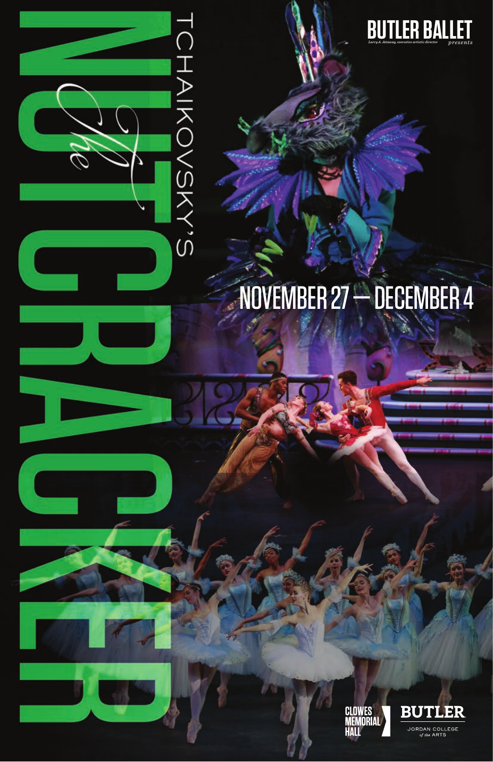**BUTLER BALLET**

*Larry A. Attaway, executive artistic director* *presents*

TCHAIKOVSKY'S

# *The* NUTCRACKER

## NOVEMBER 27 — DECEMBER 4

CLOWES MEMORIAL HALL

BUTLER

JORDAN COLLEGE *of the* ARTS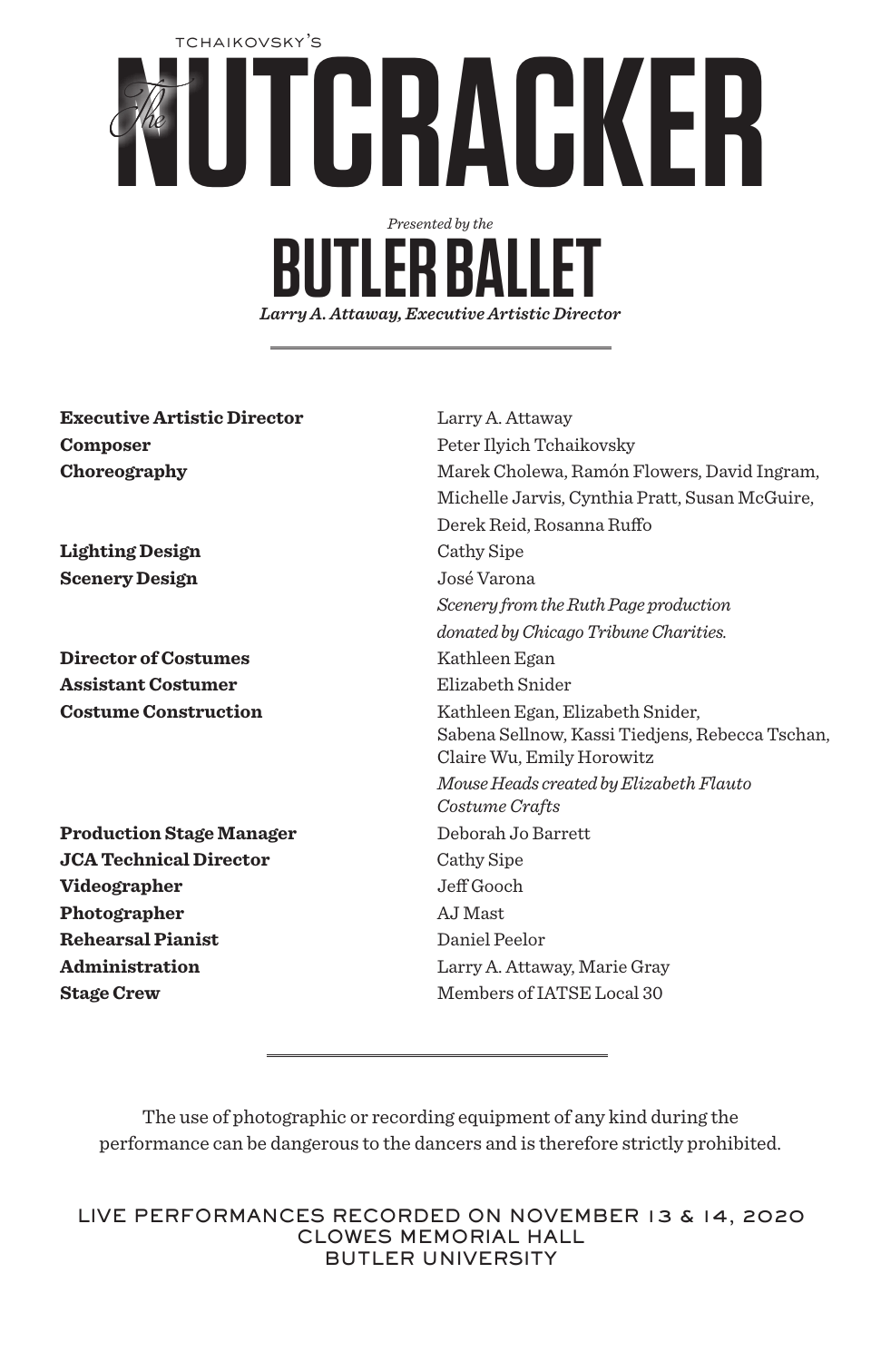TCHAIKOVSKY'S

# *The* NUTCRACKER

*Presented by the*

## BUTLER BALLET

***Larry A. Attaway, Executive Artistic Director***

---

| | |
|---|---|
| **Executive Artistic Director** | Larry A. Attaway |
| **Composer** | Peter Ilyich Tchaikovsky |
| **Choreography** | Marek Cholewa, Ramón Flowers, David Ingram, Michelle Jarvis, Cynthia Pratt, Susan McGuire, Derek Reid, Rosanna Ruffo |
| **Lighting Design** | Cathy Sipe |
| **Scenery Design** | José Varona<br>*Scenery from the Ruth Page production donated by Chicago Tribune Charities.* |
| **Director of Costumes** | Kathleen Egan |
| **Assistant Costumer** | Elizabeth Snider |
| **Costume Construction** | Kathleen Egan, Elizabeth Snider, Sabena Sellnow, Kassi Tiedjens, Rebecca Tschan, Claire Wu, Emily Horowitz<br>*Mouse Heads created by Elizabeth Flauto Costume Crafts* |
| **Production Stage Manager** | Deborah Jo Barrett |
| **JCA Technical Director** | Cathy Sipe |
| **Videographer** | Jeff Gooch |
| **Photographer** | AJ Mast |
| **Rehearsal Pianist** | Daniel Peelor |
| **Administration** | Larry A. Attaway, Marie Gray |
| **Stage Crew** | Members of IATSE Local 30 |

---

The use of photographic or recording equipment of any kind during the performance can be dangerous to the dancers and is therefore strictly prohibited.

LIVE PERFORMANCES RECORDED ON NOVEMBER 13 & 14, 2020
CLOWES MEMORIAL HALL
BUTLER UNIVERSITY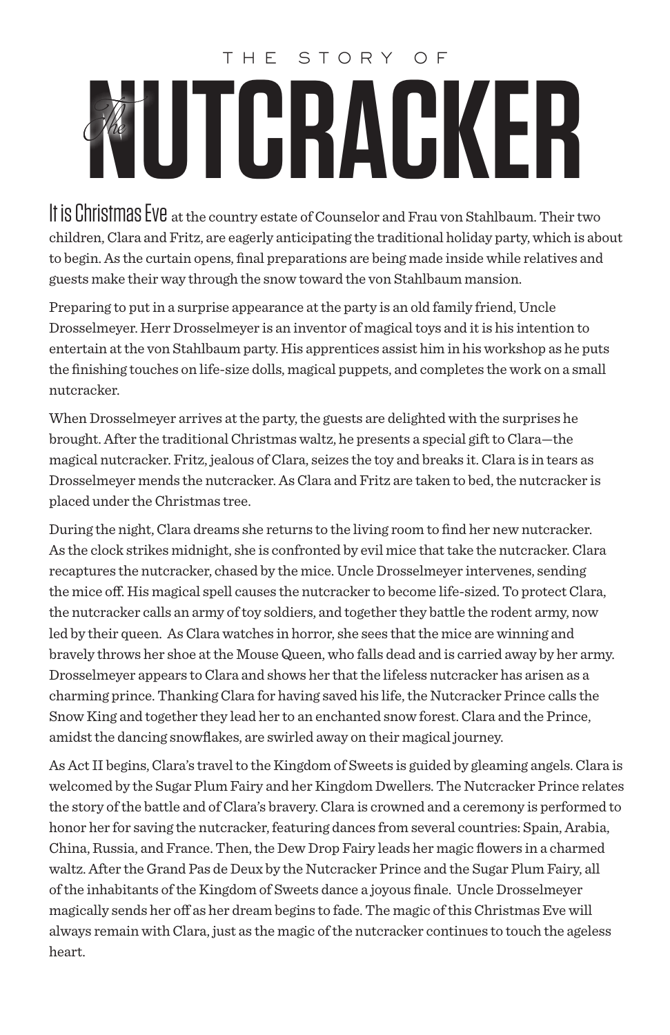THE STORY OF

# *The* NUTCRACKER

It is Christmas Eve at the country estate of Counselor and Frau von Stahlbaum. Their two children, Clara and Fritz, are eagerly anticipating the traditional holiday party, which is about to begin. As the curtain opens, final preparations are being made inside while relatives and guests make their way through the snow toward the von Stahlbaum mansion.

Preparing to put in a surprise appearance at the party is an old family friend, Uncle Drosselmeyer. Herr Drosselmeyer is an inventor of magical toys and it is his intention to entertain at the von Stahlbaum party. His apprentices assist him in his workshop as he puts the finishing touches on life-size dolls, magical puppets, and completes the work on a small nutcracker.

When Drosselmeyer arrives at the party, the guests are delighted with the surprises he brought. After the traditional Christmas waltz, he presents a special gift to Clara—the magical nutcracker. Fritz, jealous of Clara, seizes the toy and breaks it. Clara is in tears as Drosselmeyer mends the nutcracker. As Clara and Fritz are taken to bed, the nutcracker is placed under the Christmas tree.

During the night, Clara dreams she returns to the living room to find her new nutcracker. As the clock strikes midnight, she is confronted by evil mice that take the nutcracker. Clara recaptures the nutcracker, chased by the mice. Uncle Drosselmeyer intervenes, sending the mice off. His magical spell causes the nutcracker to become life-sized. To protect Clara, the nutcracker calls an army of toy soldiers, and together they battle the rodent army, now led by their queen. As Clara watches in horror, she sees that the mice are winning and bravely throws her shoe at the Mouse Queen, who falls dead and is carried away by her army. Drosselmeyer appears to Clara and shows her that the lifeless nutcracker has arisen as a charming prince. Thanking Clara for having saved his life, the Nutcracker Prince calls the Snow King and together they lead her to an enchanted snow forest. Clara and the Prince, amidst the dancing snowflakes, are swirled away on their magical journey.

As Act II begins, Clara's travel to the Kingdom of Sweets is guided by gleaming angels. Clara is welcomed by the Sugar Plum Fairy and her Kingdom Dwellers. The Nutcracker Prince relates the story of the battle and of Clara's bravery. Clara is crowned and a ceremony is performed to honor her for saving the nutcracker, featuring dances from several countries: Spain, Arabia, China, Russia, and France. Then, the Dew Drop Fairy leads her magic flowers in a charmed waltz. After the Grand Pas de Deux by the Nutcracker Prince and the Sugar Plum Fairy, all of the inhabitants of the Kingdom of Sweets dance a joyous finale. Uncle Drosselmeyer magically sends her off as her dream begins to fade. The magic of this Christmas Eve will always remain with Clara, just as the magic of the nutcracker continues to touch the ageless heart.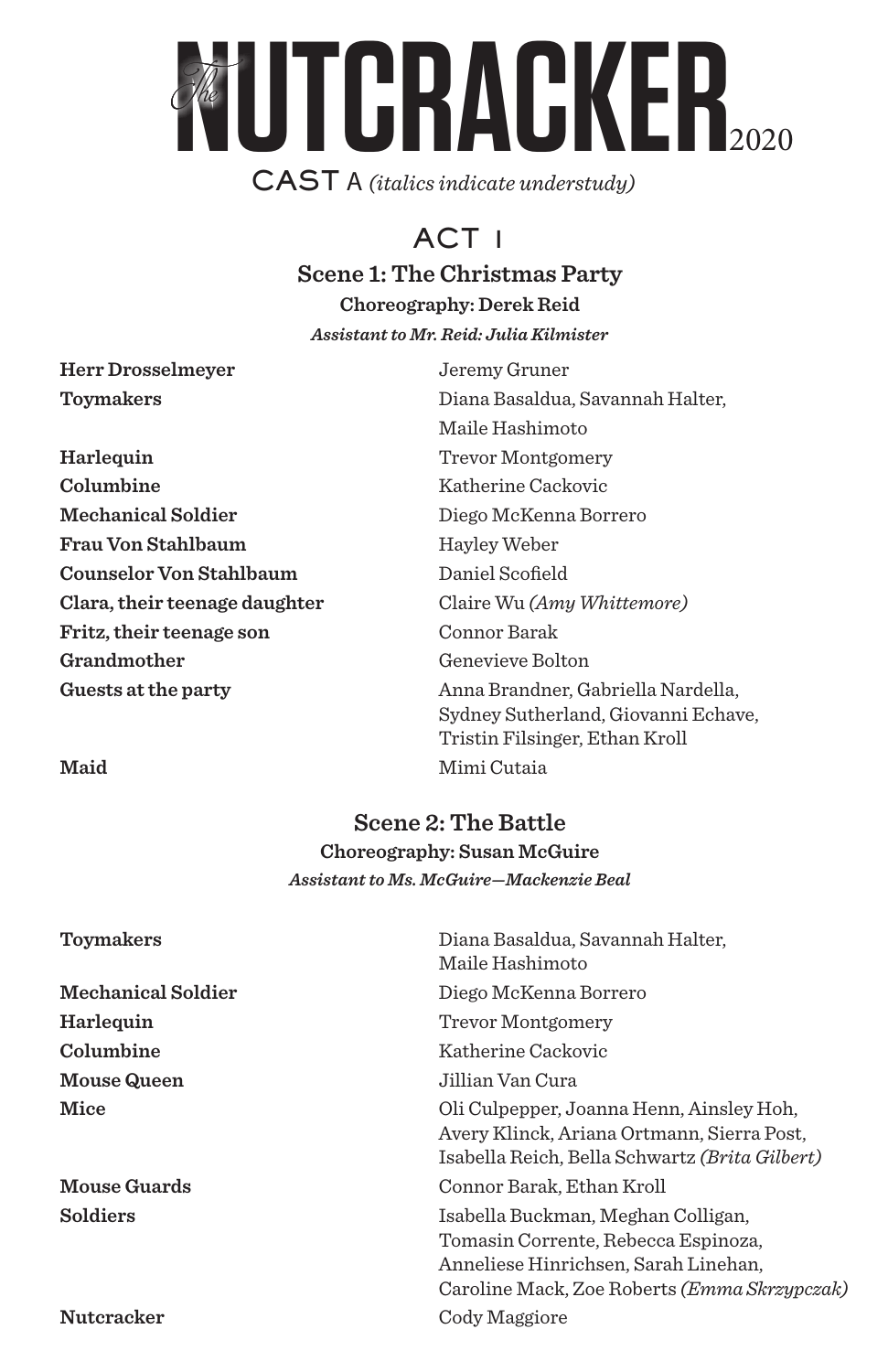# The NUTCRACKER 2020

CAST A *(italics indicate understudy)*

## ACT I

### Scene 1: The Christmas Party

**Choreography: Derek Reid**

***Assistant to Mr. Reid: Julia Kilmister***

| Role | Cast |
|---|---|
| **Herr Drosselmeyer** | Jeremy Gruner |
| **Toymakers** | Diana Basaldua, Savannah Halter, Maile Hashimoto |
| **Harlequin** | Trevor Montgomery |
| **Columbine** | Katherine Cackovic |
| **Mechanical Soldier** | Diego McKenna Borrero |
| **Frau Von Stahlbaum** | Hayley Weber |
| **Counselor Von Stahlbaum** | Daniel Scofield |
| **Clara, their teenage daughter** | Claire Wu *(Amy Whittemore)* |
| **Fritz, their teenage son** | Connor Barak |
| **Grandmother** | Genevieve Bolton |
| **Guests at the party** | Anna Brandner, Gabriella Nardella, Sydney Sutherland, Giovanni Echave, Tristin Filsinger, Ethan Kroll |
| **Maid** | Mimi Cutaia |

### Scene 2: The Battle

**Choreography: Susan McGuire**

***Assistant to Ms. McGuire—Mackenzie Beal***

| Role | Cast |
|---|---|
| **Toymakers** | Diana Basaldua, Savannah Halter, Maile Hashimoto |
| **Mechanical Soldier** | Diego McKenna Borrero |
| **Harlequin** | Trevor Montgomery |
| **Columbine** | Katherine Cackovic |
| **Mouse Queen** | Jillian Van Cura |
| **Mice** | Oli Culpepper, Joanna Henn, Ainsley Hoh, Avery Klinck, Ariana Ortmann, Sierra Post, Isabella Reich, Bella Schwartz *(Brita Gilbert)* |
| **Mouse Guards** | Connor Barak, Ethan Kroll |
| **Soldiers** | Isabella Buckman, Meghan Colligan, Tomasin Corrente, Rebecca Espinoza, Anneliese Hinrichsen, Sarah Linehan, Caroline Mack, Zoe Roberts *(Emma Skrzypczak)* |
| **Nutcracker** | Cody Maggiore |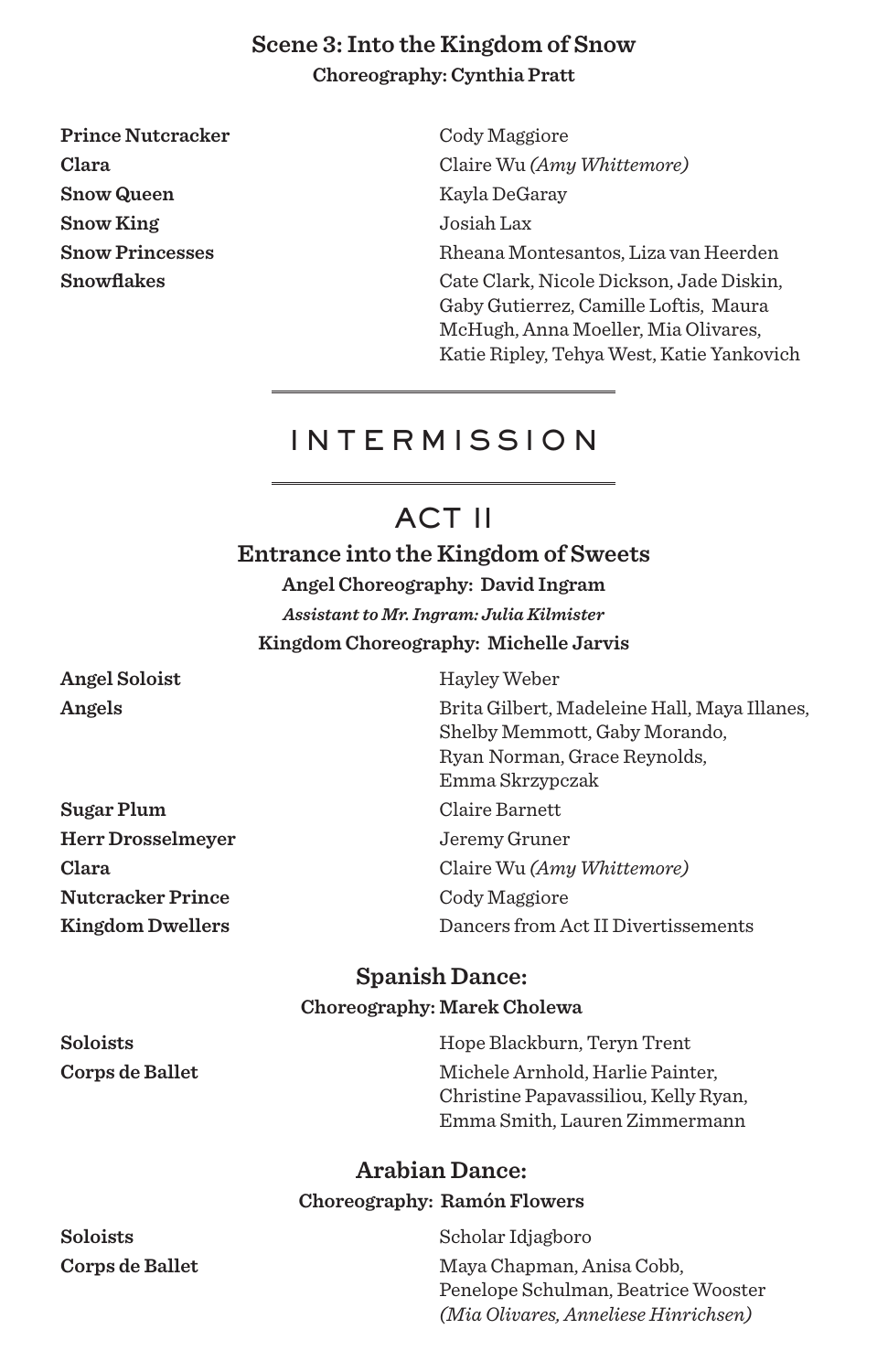### Scene 3: Into the Kingdom of Snow

**Choreography: Cynthia Pratt**

| | |
|---|---|
| **Prince Nutcracker** | Cody Maggiore |
| **Clara** | Claire Wu *(Amy Whittemore)* |
| **Snow Queen** | Kayla DeGaray |
| **Snow King** | Josiah Lax |
| **Snow Princesses** | Rheana Montesantos, Liza van Heerden |
| **Snowflakes** | Cate Clark, Nicole Dickson, Jade Diskin, Gaby Gutierrez, Camille Loftis, Maura McHugh, Anna Moeller, Mia Olivares, Katie Ripley, Tehya West, Katie Yankovich |

---

## INTERMISSION

---

## ACT II

### Entrance into the Kingdom of Sweets

**Angel Choreography: David Ingram**

***Assistant to Mr. Ingram: Julia Kilmister***

**Kingdom Choreography: Michelle Jarvis**

| | |
|---|---|
| **Angel Soloist** | Hayley Weber |
| **Angels** | Brita Gilbert, Madeleine Hall, Maya Illanes, Shelby Memmott, Gaby Morando, Ryan Norman, Grace Reynolds, Emma Skrzypczak |
| **Sugar Plum** | Claire Barnett |
| **Herr Drosselmeyer** | Jeremy Gruner |
| **Clara** | Claire Wu *(Amy Whittemore)* |
| **Nutcracker Prince** | Cody Maggiore |
| **Kingdom Dwellers** | Dancers from Act II Divertissements |

### Spanish Dance:

**Choreography: Marek Cholewa**

| | |
|---|---|
| **Soloists** | Hope Blackburn, Teryn Trent |
| **Corps de Ballet** | Michele Arnhold, Harlie Painter, Christine Papavassiliou, Kelly Ryan, Emma Smith, Lauren Zimmermann |

### Arabian Dance:

**Choreography: Ramón Flowers**

| | |
|---|---|
| **Soloists** | Scholar Idjagboro |
| **Corps de Ballet** | Maya Chapman, Anisa Cobb, Penelope Schulman, Beatrice Wooster *(Mia Olivares, Anneliese Hinrichsen)* |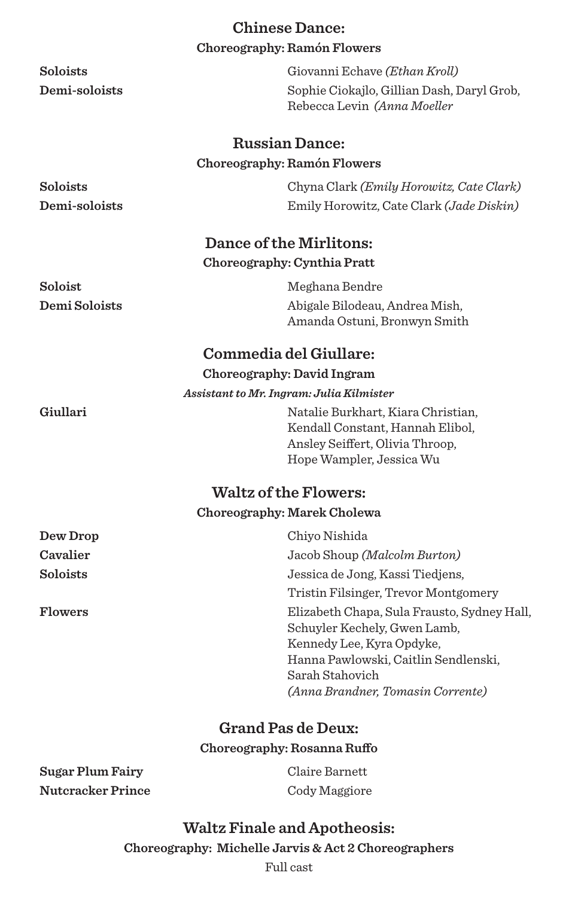## Chinese Dance:

**Choreography: Ramón Flowers**

| | |
|---|---|
| **Soloists** | Giovanni Echave *(Ethan Kroll)* |
| **Demi-soloists** | Sophie Ciokajlo, Gillian Dash, Daryl Grob, Rebecca Levin *(Anna Moeller* |

## Russian Dance:

**Choreography: Ramón Flowers**

| | |
|---|---|
| **Soloists** | Chyna Clark *(Emily Horowitz, Cate Clark)* |
| **Demi-soloists** | Emily Horowitz, Cate Clark *(Jade Diskin)* |

## Dance of the Mirlitons:

**Choreography: Cynthia Pratt**

| | |
|---|---|
| **Soloist** | Meghana Bendre |
| **Demi Soloists** | Abigale Bilodeau, Andrea Mish, Amanda Ostuni, Bronwyn Smith |

## Commedia del Giullare:

**Choreography: David Ingram**

***Assistant to Mr. Ingram: Julia Kilmister***

| | |
|---|---|
| **Giullari** | Natalie Burkhart, Kiara Christian, Kendall Constant, Hannah Elibol, Ansley Seiffert, Olivia Throop, Hope Wampler, Jessica Wu |

## Waltz of the Flowers:

**Choreography: Marek Cholewa**

| | |
|---|---|
| **Dew Drop** | Chiyo Nishida |
| **Cavalier** | Jacob Shoup *(Malcolm Burton)* |
| **Soloists** | Jessica de Jong, Kassi Tiedjens, Tristin Filsinger, Trevor Montgomery |
| **Flowers** | Elizabeth Chapa, Sula Frausto, Sydney Hall, Schuyler Kechely, Gwen Lamb, Kennedy Lee, Kyra Opdyke, Hanna Pawlowski, Caitlin Sendlenski, Sarah Stahovich *(Anna Brandner, Tomasin Corrente)* |

## Grand Pas de Deux:

**Choreography: Rosanna Ruffo**

| | |
|---|---|
| **Sugar Plum Fairy** | Claire Barnett |
| **Nutcracker Prince** | Cody Maggiore |

## Waltz Finale and Apotheosis:

**Choreography: Michelle Jarvis & Act 2 Choreographers**

Full cast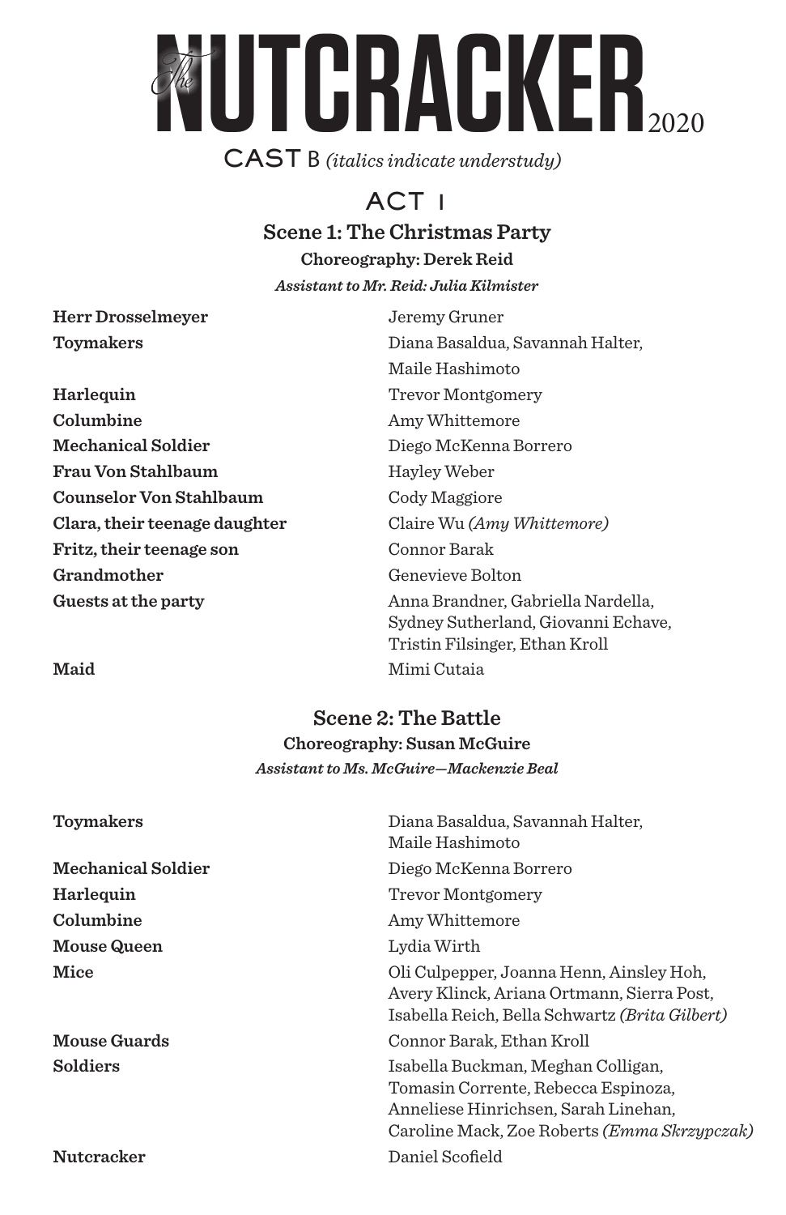# *The* NUTCRACKER 2020

CAST B *(italics indicate understudy)*

## ACT I

### Scene 1: The Christmas Party

**Choreography: Derek Reid**

***Assistant to Mr. Reid: Julia Kilmister***

| Role | Cast |
| --- | --- |
| **Herr Drosselmeyer** | Jeremy Gruner |
| **Toymakers** | Diana Basaldua, Savannah Halter, Maile Hashimoto |
| **Harlequin** | Trevor Montgomery |
| **Columbine** | Amy Whittemore |
| **Mechanical Soldier** | Diego McKenna Borrero |
| **Frau Von Stahlbaum** | Hayley Weber |
| **Counselor Von Stahlbaum** | Cody Maggiore |
| **Clara, their teenage daughter** | Claire Wu *(Amy Whittemore)* |
| **Fritz, their teenage son** | Connor Barak |
| **Grandmother** | Genevieve Bolton |
| **Guests at the party** | Anna Brandner, Gabriella Nardella, Sydney Sutherland, Giovanni Echave, Tristin Filsinger, Ethan Kroll |
| **Maid** | Mimi Cutaia |

### Scene 2: The Battle

**Choreography: Susan McGuire**

***Assistant to Ms. McGuire—Mackenzie Beal***

| Role | Cast |
| --- | --- |
| **Toymakers** | Diana Basaldua, Savannah Halter, Maile Hashimoto |
| **Mechanical Soldier** | Diego McKenna Borrero |
| **Harlequin** | Trevor Montgomery |
| **Columbine** | Amy Whittemore |
| **Mouse Queen** | Lydia Wirth |
| **Mice** | Oli Culpepper, Joanna Henn, Ainsley Hoh, Avery Klinck, Ariana Ortmann, Sierra Post, Isabella Reich, Bella Schwartz *(Brita Gilbert)* |
| **Mouse Guards** | Connor Barak, Ethan Kroll |
| **Soldiers** | Isabella Buckman, Meghan Colligan, Tomasin Corrente, Rebecca Espinoza, Anneliese Hinrichsen, Sarah Linehan, Caroline Mack, Zoe Roberts *(Emma Skrzypczak)* |
| **Nutcracker** | Daniel Scofield |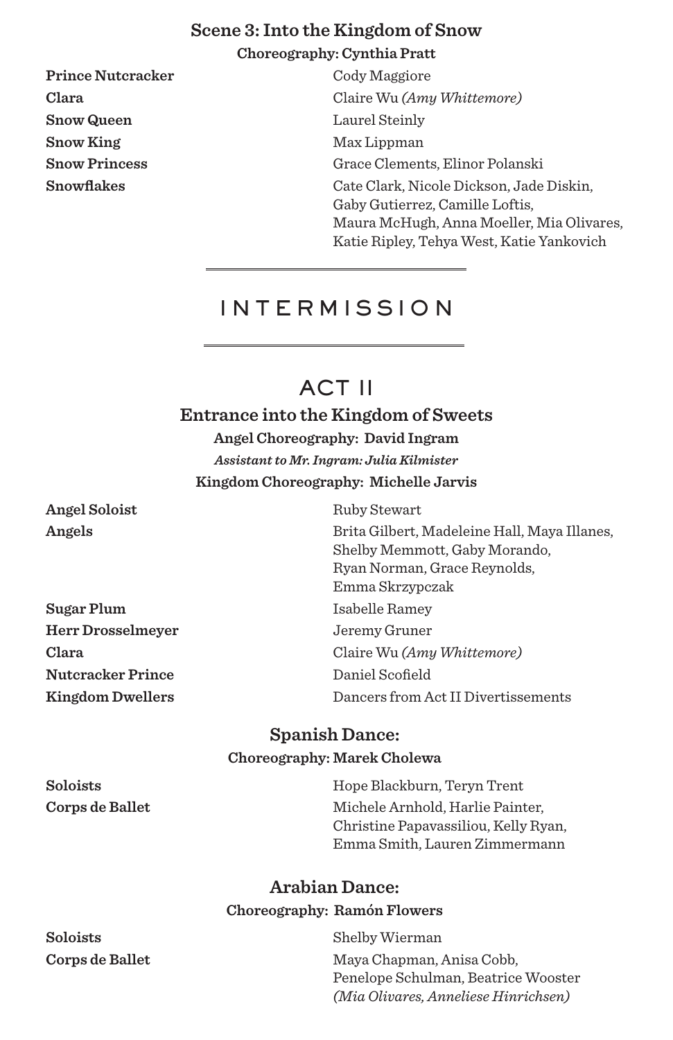### Scene 3: Into the Kingdom of Snow

**Choreography: Cynthia Pratt**

| | |
|---|---|
| **Prince Nutcracker** | Cody Maggiore |
| **Clara** | Claire Wu *(Amy Whittemore)* |
| **Snow Queen** | Laurel Steinly |
| **Snow King** | Max Lippman |
| **Snow Princess** | Grace Clements, Elinor Polanski |
| **Snowflakes** | Cate Clark, Nicole Dickson, Jade Diskin, Gaby Gutierrez, Camille Loftis, Maura McHugh, Anna Moeller, Mia Olivares, Katie Ripley, Tehya West, Katie Yankovich |

---

## INTERMISSION

---

## ACT II

### Entrance into the Kingdom of Sweets

**Angel Choreography: David Ingram**

***Assistant to Mr. Ingram: Julia Kilmister***

**Kingdom Choreography: Michelle Jarvis**

| | |
|---|---|
| **Angel Soloist** | Ruby Stewart |
| **Angels** | Brita Gilbert, Madeleine Hall, Maya Illanes, Shelby Memmott, Gaby Morando, Ryan Norman, Grace Reynolds, Emma Skrzypczak |
| **Sugar Plum** | Isabelle Ramey |
| **Herr Drosselmeyer** | Jeremy Gruner |
| **Clara** | Claire Wu *(Amy Whittemore)* |
| **Nutcracker Prince** | Daniel Scofield |
| **Kingdom Dwellers** | Dancers from Act II Divertissements |

### Spanish Dance:

**Choreography: Marek Cholewa**

| | |
|---|---|
| **Soloists** | Hope Blackburn, Teryn Trent |
| **Corps de Ballet** | Michele Arnhold, Harlie Painter, Christine Papavassiliou, Kelly Ryan, Emma Smith, Lauren Zimmermann |

### Arabian Dance:

**Choreography: Ramón Flowers**

| | |
|---|---|
| **Soloists** | Shelby Wierman |
| **Corps de Ballet** | Maya Chapman, Anisa Cobb, Penelope Schulman, Beatrice Wooster *(Mia Olivares, Anneliese Hinrichsen)* |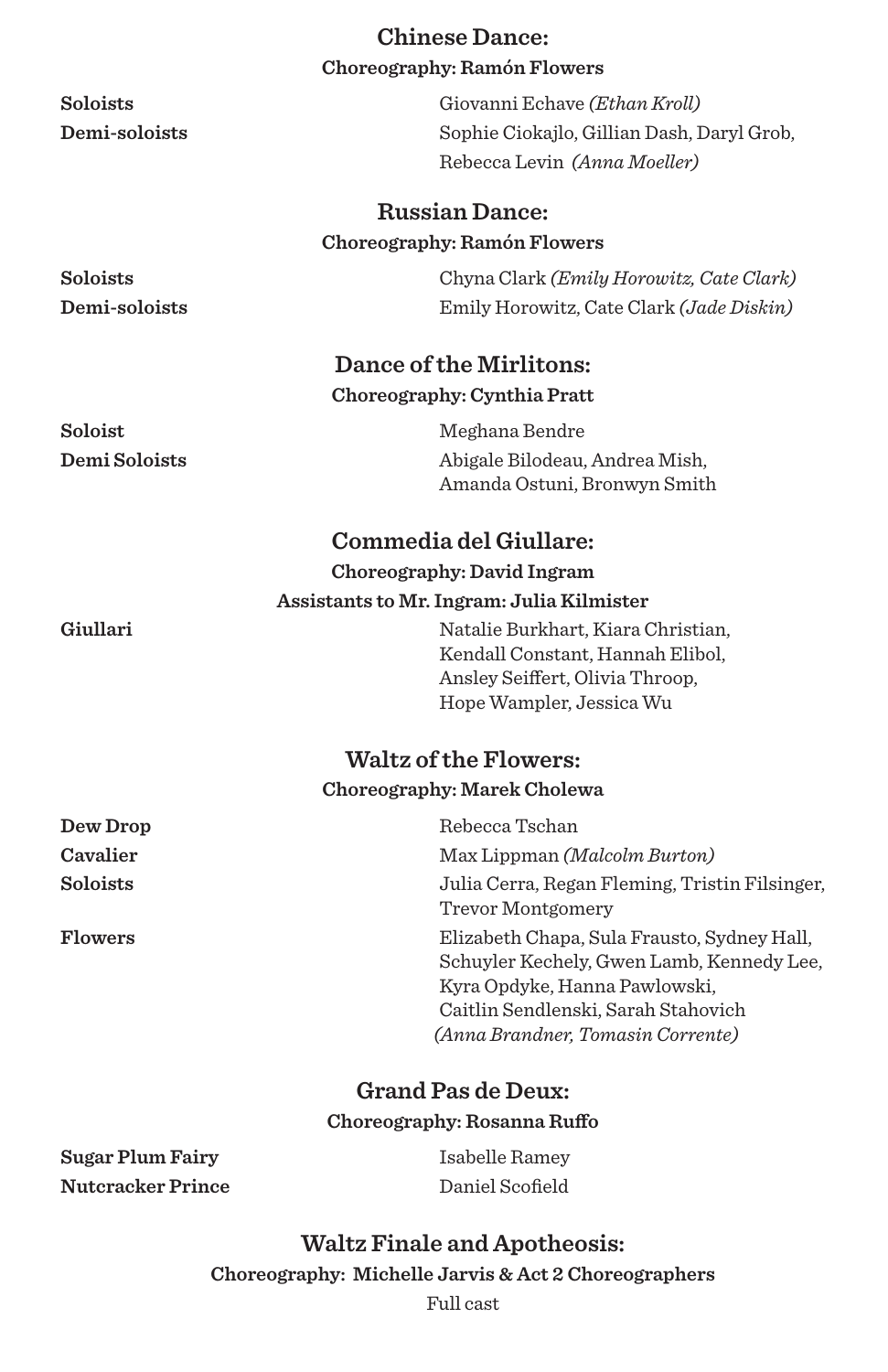## Chinese Dance:

**Choreography: Ramón Flowers**

| | |
|---|---|
| **Soloists** | Giovanni Echave *(Ethan Kroll)* |
| **Demi-soloists** | Sophie Ciokajlo, Gillian Dash, Daryl Grob, Rebecca Levin *(Anna Moeller)* |

## Russian Dance:

**Choreography: Ramón Flowers**

| | |
|---|---|
| **Soloists** | Chyna Clark *(Emily Horowitz, Cate Clark)* |
| **Demi-soloists** | Emily Horowitz, Cate Clark *(Jade Diskin)* |

## Dance of the Mirlitons:

**Choreography: Cynthia Pratt**

| | |
|---|---|
| **Soloist** | Meghana Bendre |
| **Demi Soloists** | Abigale Bilodeau, Andrea Mish, Amanda Ostuni, Bronwyn Smith |

## Commedia del Giullare:

**Choreography: David Ingram**

**Assistants to Mr. Ingram: Julia Kilmister**

| | |
|---|---|
| **Giullari** | Natalie Burkhart, Kiara Christian, Kendall Constant, Hannah Elibol, Ansley Seiffert, Olivia Throop, Hope Wampler, Jessica Wu |

## Waltz of the Flowers:

**Choreography: Marek Cholewa**

| | |
|---|---|
| **Dew Drop** | Rebecca Tschan |
| **Cavalier** | Max Lippman *(Malcolm Burton)* |
| **Soloists** | Julia Cerra, Regan Fleming, Tristin Filsinger, Trevor Montgomery |
| **Flowers** | Elizabeth Chapa, Sula Frausto, Sydney Hall, Schuyler Kechely, Gwen Lamb, Kennedy Lee, Kyra Opdyke, Hanna Pawlowski, Caitlin Sendlenski, Sarah Stahovich *(Anna Brandner, Tomasin Corrente)* |

## Grand Pas de Deux:

**Choreography: Rosanna Ruffo**

| | |
|---|---|
| **Sugar Plum Fairy** | Isabelle Ramey |
| **Nutcracker Prince** | Daniel Scofield |

## Waltz Finale and Apotheosis:

**Choreography: Michelle Jarvis & Act 2 Choreographers**

Full cast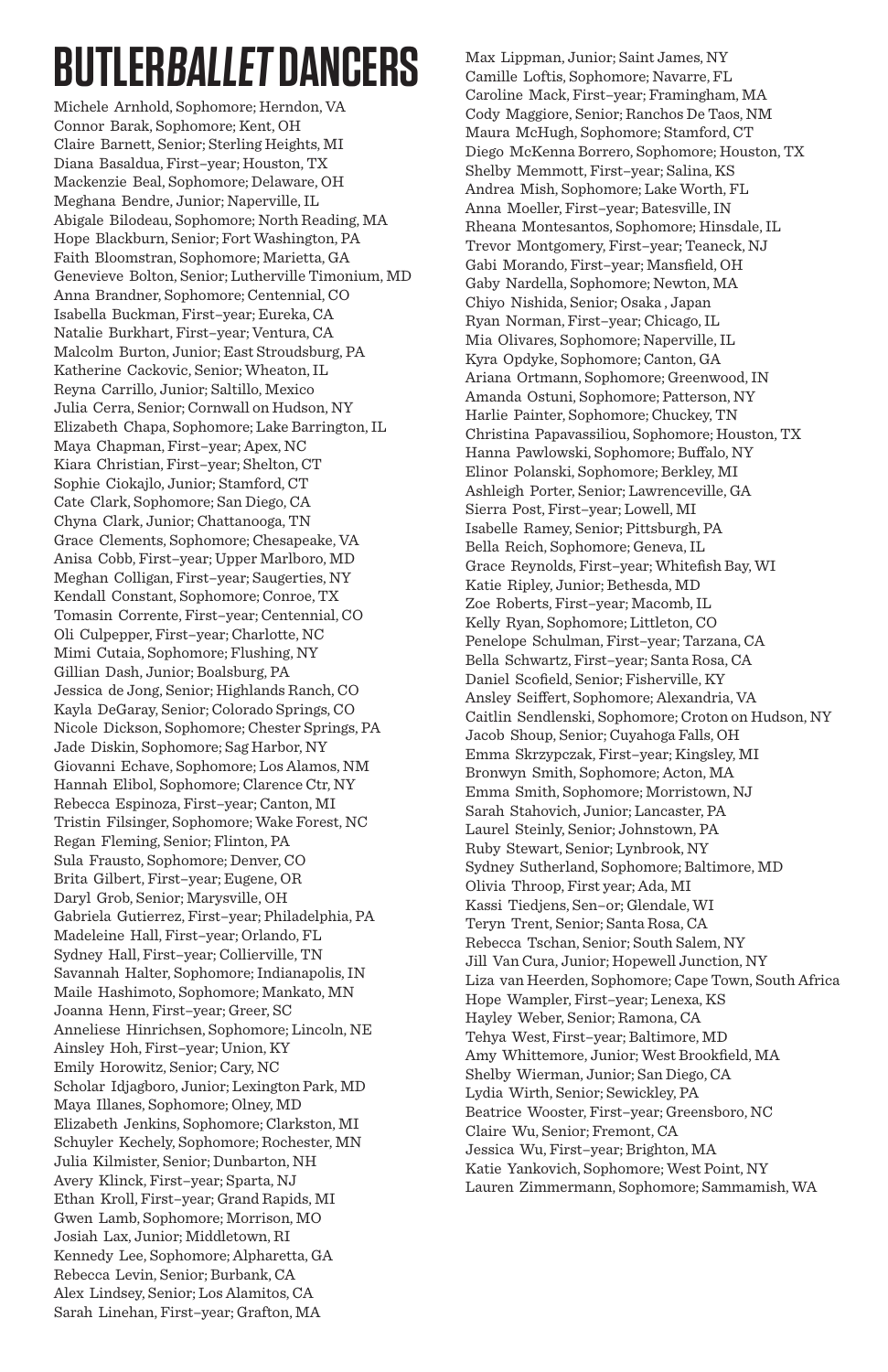# BUTLER *BALLET* DANCERS

Michele Arnhold, Sophomore; Herndon, VA
Connor Barak, Sophomore; Kent, OH
Claire Barnett, Senior; Sterling Heights, MI
Diana Basaldua, First–year; Houston, TX
Mackenzie Beal, Sophomore; Delaware, OH
Meghana Bendre, Junior; Naperville, IL
Abigale Bilodeau, Sophomore; North Reading, MA
Hope Blackburn, Senior; Fort Washington, PA
Faith Bloomstran, Sophomore; Marietta, GA
Genevieve Bolton, Senior; Lutherville Timonium, MD
Anna Brandner, Sophomore; Centennial, CO
Isabella Buckman, First–year; Eureka, CA
Natalie Burkhart, First–year; Ventura, CA
Malcolm Burton, Junior; East Stroudsburg, PA
Katherine Cackovic, Senior; Wheaton, IL
Reyna Carrillo, Junior; Saltillo, Mexico
Julia Cerra, Senior; Cornwall on Hudson, NY
Elizabeth Chapa, Sophomore; Lake Barrington, IL
Maya Chapman, First–year; Apex, NC
Kiara Christian, First–year; Shelton, CT
Sophie Ciokajlo, Junior; Stamford, CT
Cate Clark, Sophomore; San Diego, CA
Chyna Clark, Junior; Chattanooga, TN
Grace Clements, Sophomore; Chesapeake, VA
Anisa Cobb, First–year; Upper Marlboro, MD
Meghan Colligan, First–year; Saugerties, NY
Kendall Constant, Sophomore; Conroe, TX
Tomasin Corrente, First–year; Centennial, CO
Oli Culpepper, First–year; Charlotte, NC
Mimi Cutaia, Sophomore; Flushing, NY
Gillian Dash, Junior; Boalsburg, PA
Jessica de Jong, Senior; Highlands Ranch, CO
Kayla DeGaray, Senior; Colorado Springs, CO
Nicole Dickson, Sophomore; Chester Springs, PA
Jade Diskin, Sophomore; Sag Harbor, NY
Giovanni Echave, Sophomore; Los Alamos, NM
Hannah Elibol, Sophomore; Clarence Ctr, NY
Rebecca Espinoza, First–year; Canton, MI
Tristin Filsinger, Sophomore; Wake Forest, NC
Regan Fleming, Senior; Flinton, PA
Sula Frausto, Sophomore; Denver, CO
Brita Gilbert, First–year; Eugene, OR
Daryl Grob, Senior; Marysville, OH
Gabriela Gutierrez, First–year; Philadelphia, PA
Madeleine Hall, First–year; Orlando, FL
Sydney Hall, First–year; Collierville, TN
Savannah Halter, Sophomore; Indianapolis, IN
Maile Hashimoto, Sophomore; Mankato, MN
Joanna Henn, First–year; Greer, SC
Anneliese Hinrichsen, Sophomore; Lincoln, NE
Ainsley Hoh, First–year; Union, KY
Emily Horowitz, Senior; Cary, NC
Scholar Idjagboro, Junior; Lexington Park, MD
Maya Illanes, Sophomore; Olney, MD
Elizabeth Jenkins, Sophomore; Clarkston, MI
Schuyler Kechely, Sophomore; Rochester, MN
Julia Kilmister, Senior; Dunbarton, NH
Avery Klinck, First–year; Sparta, NJ
Ethan Kroll, First–year; Grand Rapids, MI
Gwen Lamb, Sophomore; Morrison, MO
Josiah Lax, Junior; Middletown, RI
Kennedy Lee, Sophomore; Alpharetta, GA
Rebecca Levin, Senior; Burbank, CA
Alex Lindsey, Senior; Los Alamitos, CA
Sarah Linehan, First–year; Grafton, MA
Max Lippman, Junior; Saint James, NY
Camille Loftis, Sophomore; Navarre, FL
Caroline Mack, First–year; Framingham, MA
Cody Maggiore, Senior; Ranchos De Taos, NM
Maura McHugh, Sophomore; Stamford, CT
Diego McKenna Borrero, Sophomore; Houston, TX
Shelby Memmott, First–year; Salina, KS
Andrea Mish, Sophomore; Lake Worth, FL
Anna Moeller, First–year; Batesville, IN
Rheana Montesantos, Sophomore; Hinsdale, IL
Trevor Montgomery, First–year; Teaneck, NJ
Gabi Morando, First–year; Mansfield, OH
Gaby Nardella, Sophomore; Newton, MA
Chiyo Nishida, Senior; Osaka , Japan
Ryan Norman, First–year; Chicago, IL
Mia Olivares, Sophomore; Naperville, IL
Kyra Opdyke, Sophomore; Canton, GA
Ariana Ortmann, Sophomore; Greenwood, IN
Amanda Ostuni, Sophomore; Patterson, NY
Harlie Painter, Sophomore; Chuckey, TN
Christina Papavassiliou, Sophomore; Houston, TX
Hanna Pawlowski, Sophomore; Buffalo, NY
Elinor Polanski, Sophomore; Berkley, MI
Ashleigh Porter, Senior; Lawrenceville, GA
Sierra Post, First–year; Lowell, MI
Isabelle Ramey, Senior; Pittsburgh, PA
Bella Reich, Sophomore; Geneva, IL
Grace Reynolds, First–year; Whitefish Bay, WI
Katie Ripley, Junior; Bethesda, MD
Zoe Roberts, First–year; Macomb, IL
Kelly Ryan, Sophomore; Littleton, CO
Penelope Schulman, First–year; Tarzana, CA
Bella Schwartz, First–year; Santa Rosa, CA
Daniel Scofield, Senior; Fisherville, KY
Ansley Seiffert, Sophomore; Alexandria, VA
Caitlin Sendlenski, Sophomore; Croton on Hudson, NY
Jacob Shoup, Senior; Cuyahoga Falls, OH
Emma Skrzypczak, First–year; Kingsley, MI
Bronwyn Smith, Sophomore; Acton, MA
Emma Smith, Sophomore; Morristown, NJ
Sarah Stahovich, Junior; Lancaster, PA
Laurel Steinly, Senior; Johnstown, PA
Ruby Stewart, Senior; Lynbrook, NY
Sydney Sutherland, Sophomore; Baltimore, MD
Olivia Throop, First year; Ada, MI
Kassi Tiedjens, Sen–or; Glendale, WI
Teryn Trent, Senior; Santa Rosa, CA
Rebecca Tschan, Senior; South Salem, NY
Jill Van Cura, Junior; Hopewell Junction, NY
Liza van Heerden, Sophomore; Cape Town, South Africa
Hope Wampler, First–year; Lenexa, KS
Hayley Weber, Senior; Ramona, CA
Tehya West, First–year; Baltimore, MD
Amy Whittemore, Junior; West Brookfield, MA
Shelby Wierman, Junior; San Diego, CA
Lydia Wirth, Senior; Sewickley, PA
Beatrice Wooster, First–year; Greensboro, NC
Claire Wu, Senior; Fremont, CA
Jessica Wu, First–year; Brighton, MA
Katie Yankovich, Sophomore; West Point, NY
Lauren Zimmermann, Sophomore; Sammamish, WA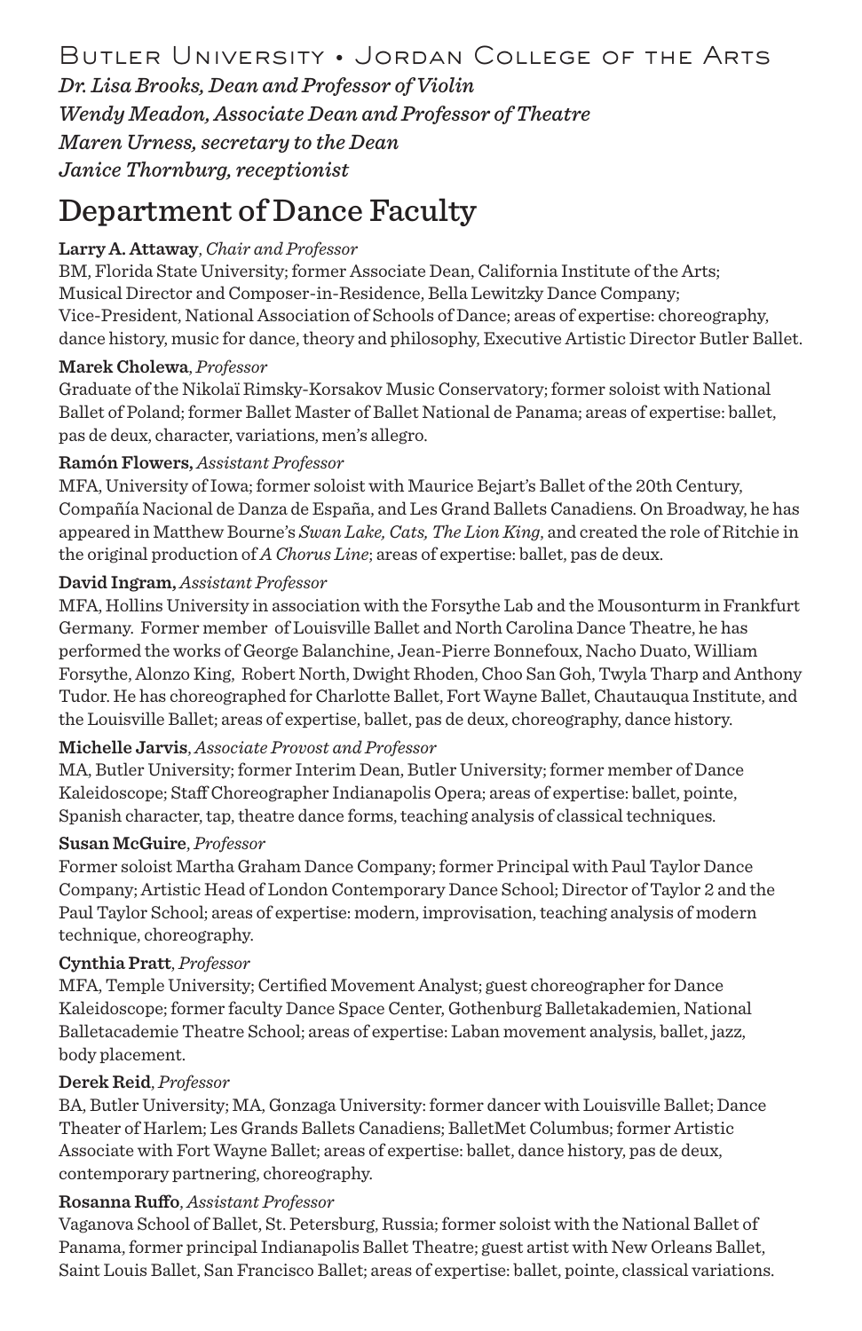Butler University • Jordan College of the Arts

***Dr. Lisa Brooks, Dean and Professor of Violin***
***Wendy Meadon, Associate Dean and Professor of Theatre***
***Maren Urness, secretary to the Dean***
***Janice Thornburg, receptionist***

# Department of Dance Faculty

**Larry A. Attaway**, *Chair and Professor*
BM, Florida State University; former Associate Dean, California Institute of the Arts; Musical Director and Composer-in-Residence, Bella Lewitzky Dance Company; Vice-President, National Association of Schools of Dance; areas of expertise: choreography, dance history, music for dance, theory and philosophy, Executive Artistic Director Butler Ballet.

**Marek Cholewa**, *Professor*
Graduate of the Nikolaï Rimsky-Korsakov Music Conservatory; former soloist with National Ballet of Poland; former Ballet Master of Ballet National de Panama; areas of expertise: ballet, pas de deux, character, variations, men's allegro.

**Ramón Flowers,** *Assistant Professor*
MFA, University of Iowa; former soloist with Maurice Bejart's Ballet of the 20th Century, Compañía Nacional de Danza de España, and Les Grand Ballets Canadiens. On Broadway, he has appeared in Matthew Bourne's *Swan Lake, Cats, The Lion King*, and created the role of Ritchie in the original production of *A Chorus Line*; areas of expertise: ballet, pas de deux.

**David Ingram,** *Assistant Professor*
MFA, Hollins University in association with the Forsythe Lab and the Mousonturm in Frankfurt Germany. Former member of Louisville Ballet and North Carolina Dance Theatre, he has performed the works of George Balanchine, Jean-Pierre Bonnefoux, Nacho Duato, William Forsythe, Alonzo King, Robert North, Dwight Rhoden, Choo San Goh, Twyla Tharp and Anthony Tudor. He has choreographed for Charlotte Ballet, Fort Wayne Ballet, Chautauqua Institute, and the Louisville Ballet; areas of expertise, ballet, pas de deux, choreography, dance history.

**Michelle Jarvis**, *Associate Provost and Professor*
MA, Butler University; former Interim Dean, Butler University; former member of Dance Kaleidoscope; Staff Choreographer Indianapolis Opera; areas of expertise: ballet, pointe, Spanish character, tap, theatre dance forms, teaching analysis of classical techniques.

**Susan McGuire**, *Professor*
Former soloist Martha Graham Dance Company; former Principal with Paul Taylor Dance Company; Artistic Head of London Contemporary Dance School; Director of Taylor 2 and the Paul Taylor School; areas of expertise: modern, improvisation, teaching analysis of modern technique, choreography.

**Cynthia Pratt**, *Professor*
MFA, Temple University; Certified Movement Analyst; guest choreographer for Dance Kaleidoscope; former faculty Dance Space Center, Gothenburg Balletakademien, National Balletacademie Theatre School; areas of expertise: Laban movement analysis, ballet, jazz, body placement.

**Derek Reid**, *Professor*
BA, Butler University; MA, Gonzaga University: former dancer with Louisville Ballet; Dance Theater of Harlem; Les Grands Ballets Canadiens; BalletMet Columbus; former Artistic Associate with Fort Wayne Ballet; areas of expertise: ballet, dance history, pas de deux, contemporary partnering, choreography.

**Rosanna Ruffo**, *Assistant Professor*
Vaganova School of Ballet, St. Petersburg, Russia; former soloist with the National Ballet of Panama, former principal Indianapolis Ballet Theatre; guest artist with New Orleans Ballet, Saint Louis Ballet, San Francisco Ballet; areas of expertise: ballet, pointe, classical variations.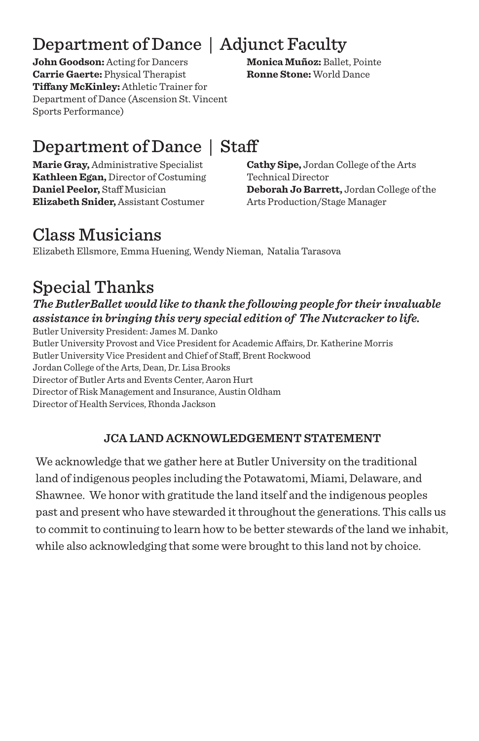## Department of Dance | Adjunct Faculty

**John Goodson:** Acting for Dancers
**Carrie Gaerte:** Physical Therapist
**Tiffany McKinley:** Athletic Trainer for Department of Dance (Ascension St. Vincent Sports Performance)
**Monica Muñoz:** Ballet, Pointe
**Ronne Stone:** World Dance

## Department of Dance | Staff

**Marie Gray,** Administrative Specialist
**Kathleen Egan,** Director of Costuming
**Daniel Peelor,** Staff Musician
**Elizabeth Snider,** Assistant Costumer
**Cathy Sipe,** Jordan College of the Arts Technical Director
**Deborah Jo Barrett,** Jordan College of the Arts Production/Stage Manager

## Class Musicians

Elizabeth Ellsmore, Emma Huening, Wendy Nieman, Natalia Tarasova

## Special Thanks

***The ButlerBallet would like to thank the following people for their invaluable assistance in bringing this very special edition of The Nutcracker to life.***

Butler University President: James M. Danko
Butler University Provost and Vice President for Academic Affairs, Dr. Katherine Morris
Butler University Vice President and Chief of Staff, Brent Rockwood
Jordan College of the Arts, Dean, Dr. Lisa Brooks
Director of Butler Arts and Events Center, Aaron Hurt
Director of Risk Management and Insurance, Austin Oldham
Director of Health Services, Rhonda Jackson

**JCA LAND ACKNOWLEDGEMENT STATEMENT**

We acknowledge that we gather here at Butler University on the traditional land of indigenous peoples including the Potawatomi, Miami, Delaware, and Shawnee. We honor with gratitude the land itself and the indigenous peoples past and present who have stewarded it throughout the generations. This calls us to commit to continuing to learn how to be better stewards of the land we inhabit, while also acknowledging that some were brought to this land not by choice.